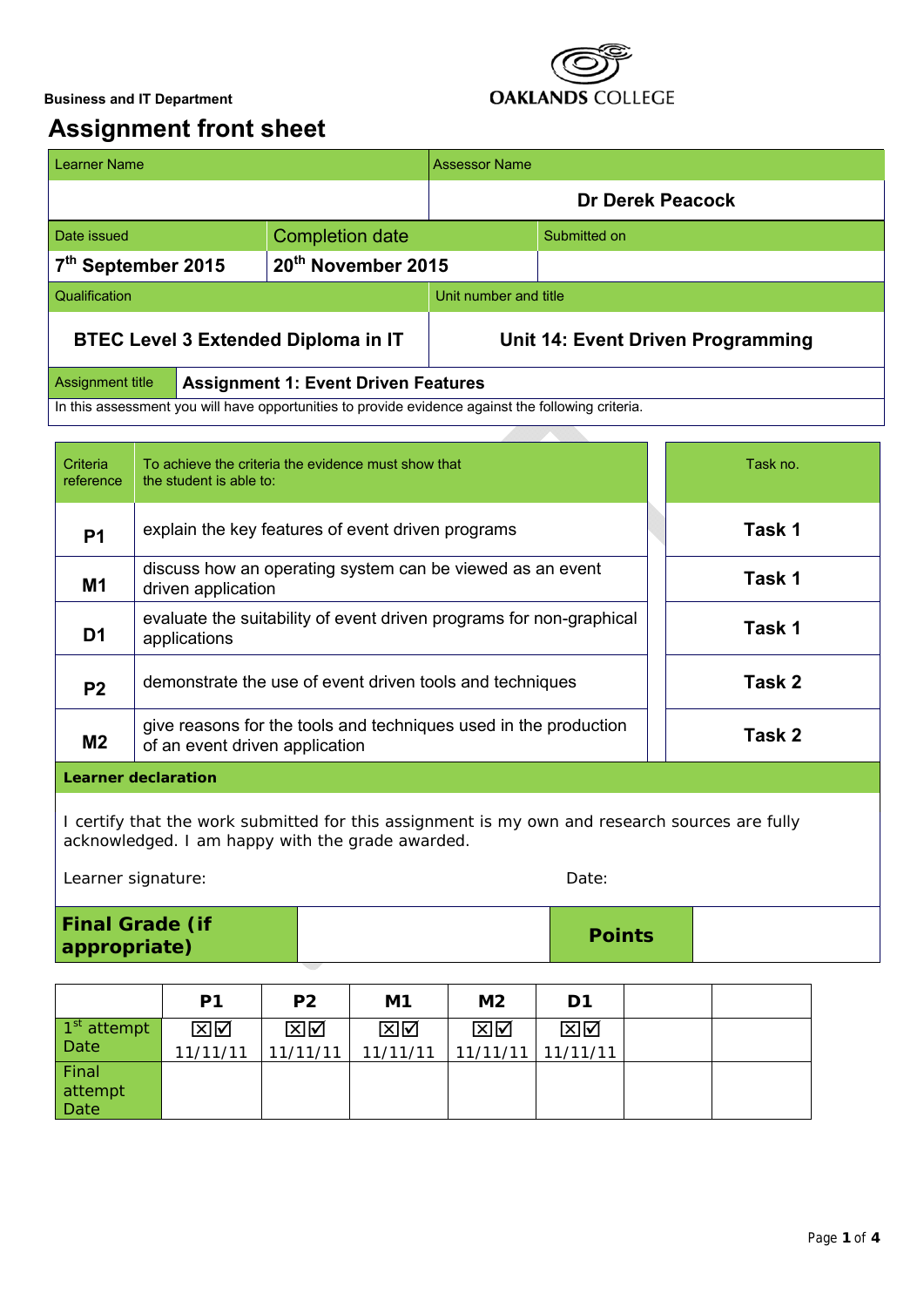**Business and IT Department**

OAKLANDS COLLEGE

# Assignment front sheet

| Learner Name | | Assessor Name |
|---|---|---|
| | | **Dr Derek Peacock** |
| Date issued | Completion date | Submitted on |
| **7th September 2015** | **20th November 2015** | |
| Qualification | | Unit number and title |
| **BTEC Level 3 Extended Diploma in IT** | | **Unit 14: Event Driven Programming** |
| Assignment title | **Assignment 1: Event Driven Features** | |

In this assessment you will have opportunities to provide evidence against the following criteria.

| Criteria reference | To achieve the criteria the evidence must show that the student is able to: | Task no. |
|---|---|---|
| **P1** | explain the key features of event driven programs | **Task 1** |
| **M1** | discuss how an operating system can be viewed as an event driven application | **Task 1** |
| **D1** | evaluate the suitability of event driven programs for non-graphical applications | **Task 1** |
| **P2** | demonstrate the use of event driven tools and techniques | **Task 2** |
| **M2** | give reasons for the tools and techniques used in the production of an event driven application | **Task 2** |

**Learner declaration**

I certify that the work submitted for this assignment is my own and research sources are fully acknowledged. I am happy with the grade awarded.

Learner signature: Date:

| **Final Grade (if appropriate)** | | **Points** | |
|---|---|---|---|

| | **P1** | **P2** | **M1** | **M2** | **D1** | | |
|---|---|---|---|---|---|---|---|
| 1st attempt Date | ☒☑ 11/11/11 | ☒☑ 11/11/11 | ☒☑ 11/11/11 | ☒☑ 11/11/11 | ☒☑ 11/11/11 | | |
| Final attempt Date | | | | | | | |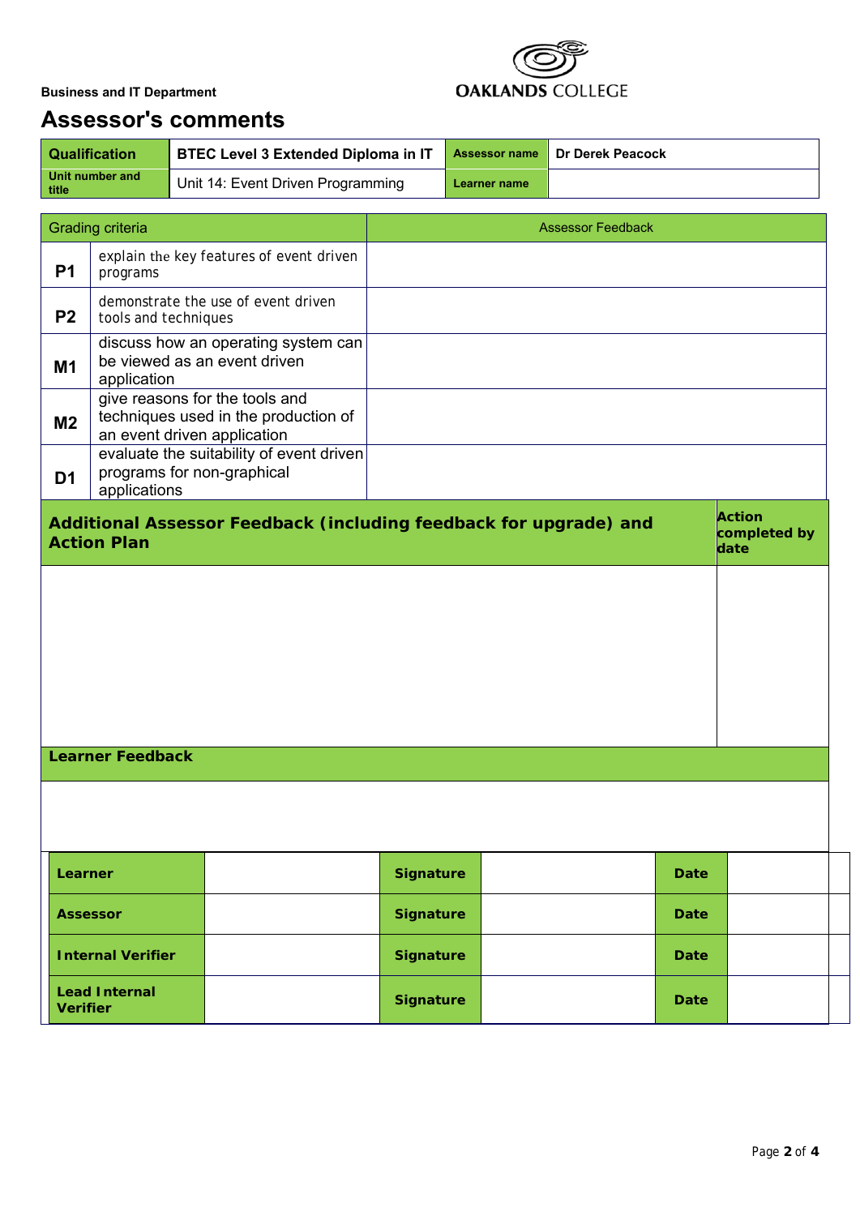Business and IT Department

OAKLANDS COLLEGE

# Assessor's comments

| | | | |
|---|---|---|---|
| **Qualification** | **BTEC Level 3 Extended Diploma in IT** | **Assessor name** | **Dr Derek Peacock** |
| **Unit number and title** | Unit 14: Event Driven Programming | **Learner name** | |

| Grading criteria | | Assessor Feedback |
|---|---|---|
| **P1** | explain the key features of event driven programs | |
| **P2** | demonstrate the use of event driven tools and techniques | |
| **M1** | discuss how an operating system can be viewed as an event driven application | |
| **M2** | give reasons for the tools and techniques used in the production of an event driven application | |
| **D1** | evaluate the suitability of event driven programs for non-graphical applications | |

| **Additional Assessor Feedback (including feedback for upgrade) and Action Plan** | **Action completed by date** |
|---|---|
| | |

**Learner Feedback**

| | | | | | |
|---|---|---|---|---|---|
| **Learner** | | **Signature** | | **Date** | |
| **Assessor** | | **Signature** | | **Date** | |
| **Internal Verifier** | | **Signature** | | **Date** | |
| **Lead Internal Verifier** | | **Signature** | | **Date** | |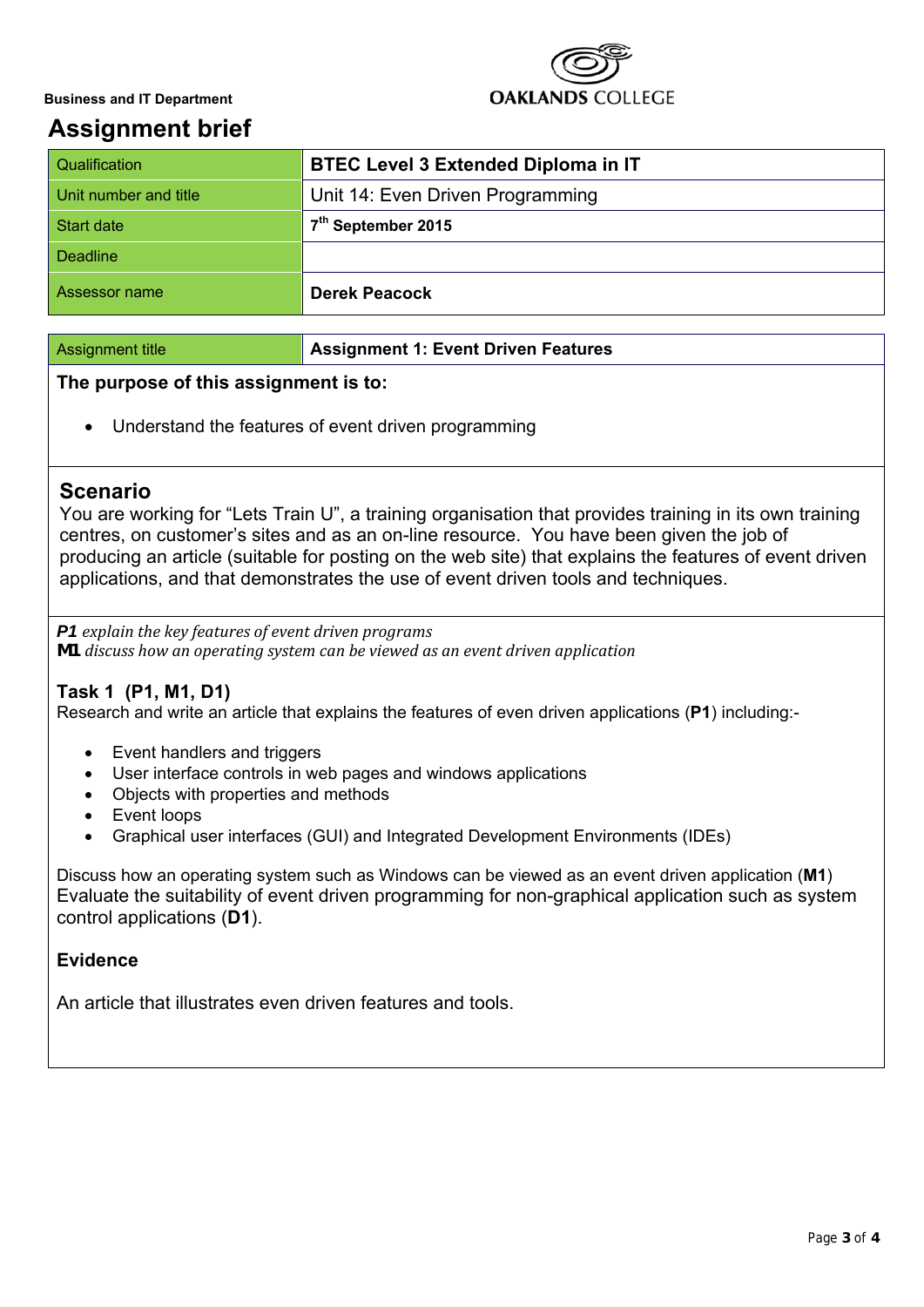**Business and IT Department**

**OAKLANDS COLLEGE**

# Assignment brief

| Qualification | **BTEC Level 3 Extended Diploma in IT** |
|---|---|
| Unit number and title | Unit 14: Even Driven Programming |
| Start date | **7th September 2015** |
| Deadline | |
| Assessor name | **Derek Peacock** |

| Assignment title | **Assignment 1: Event Driven Features** |
|---|---|

**The purpose of this assignment is to:**

- Understand the features of event driven programming

## Scenario

You are working for "Lets Train U", a training organisation that provides training in its own training centres, on customer's sites and as an on-line resource. You have been given the job of producing an article (suitable for posting on the web site) that explains the features of event driven applications, and that demonstrates the use of event driven tools and techniques.

***P1*** *explain the key features of event driven programs*
***M1*** *discuss how an operating system can be viewed as an event driven application*

### Task 1 (P1, M1, D1)

Research and write an article that explains the features of even driven applications (**P1**) including:-

- Event handlers and triggers
- User interface controls in web pages and windows applications
- Objects with properties and methods
- Event loops
- Graphical user interfaces (GUI) and Integrated Development Environments (IDEs)

Discuss how an operating system such as Windows can be viewed as an event driven application (**M1**)
Evaluate the suitability of event driven programming for non-graphical application such as system control applications (**D1**).

### Evidence

An article that illustrates even driven features and tools.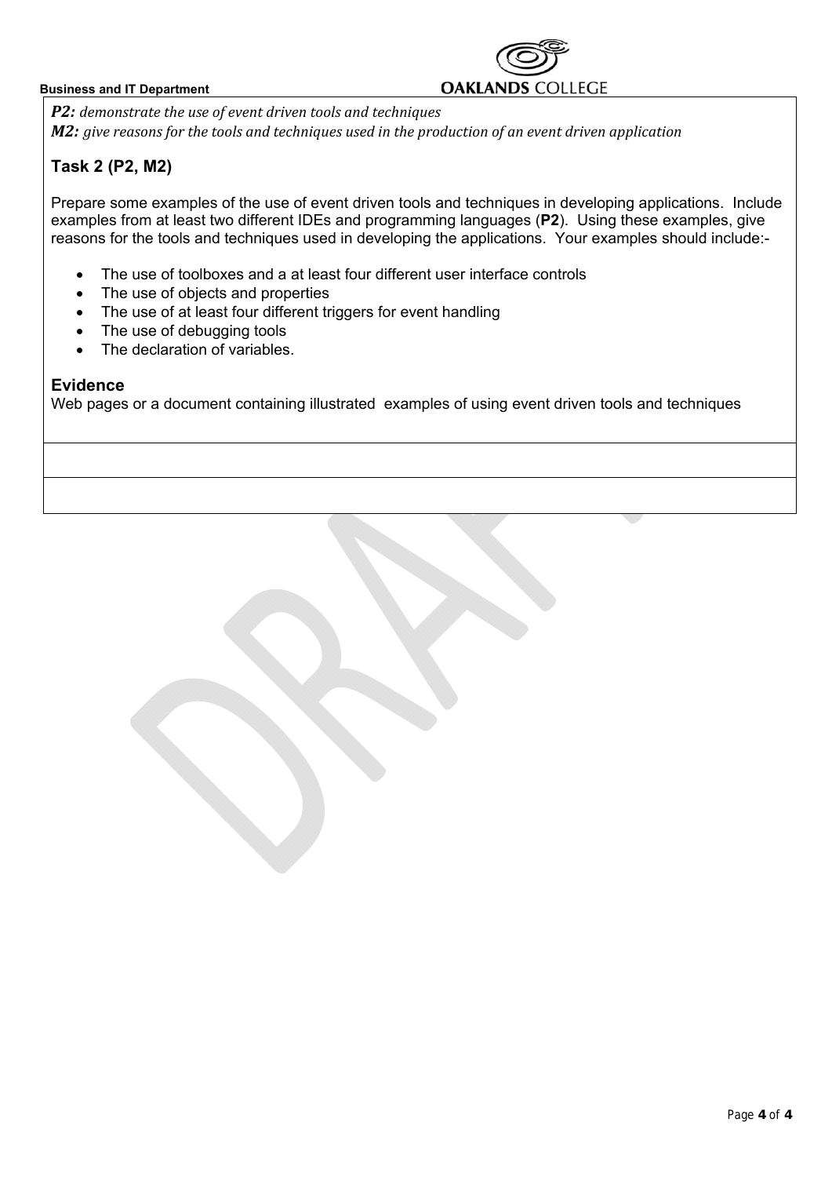***P2:*** *demonstrate the use of event driven tools and techniques*

***M2:*** *give reasons for the tools and techniques used in the production of an event driven application*

## Task 2 (P2, M2)

Prepare some examples of the use of event driven tools and techniques in developing applications. Include examples from at least two different IDEs and programming languages (**P2**). Using these examples, give reasons for the tools and techniques used in developing the applications. Your examples should include:-

- The use of toolboxes and a at least four different user interface controls
- The use of objects and properties
- The use of at least four different triggers for event handling
- The use of debugging tools
- The declaration of variables.

### Evidence

Web pages or a document containing illustrated examples of using event driven tools and techniques